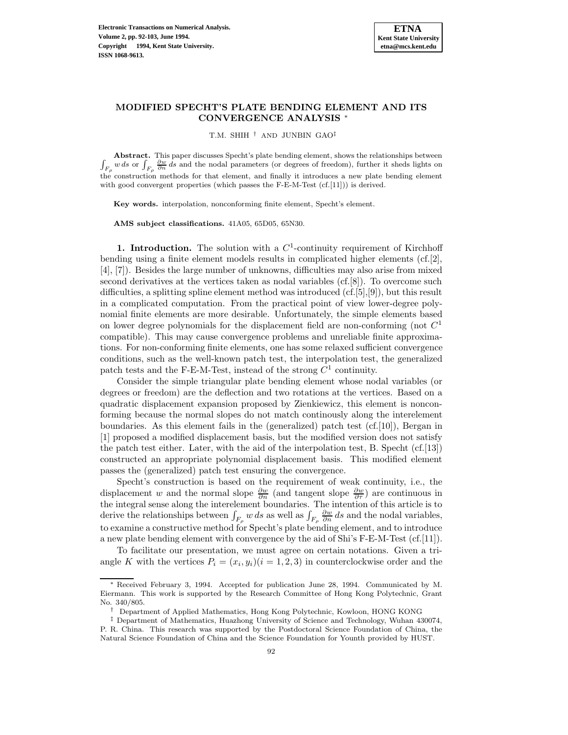# MODIFIED SPECHT'S PLATE BENDING ELEMENT AND ITS CONVERGENCE ANALYSIS *

T.M. SHIH † AND JUNBIN GAO‡

**Abstract.** This paper discusses Specht's plate bending element, shows the relationships between $\int_{F_\rho} w\,ds$ or $\int_{F_\rho} \frac{\partial w}{\partial n}\,ds$ and the nodal parameters (or degrees of freedom), further it sheds lights on the construction methods for that element, and finally it introduces a new plate bending element with good convergent properties (which passes the F-E-M-Test (cf.[11])) is derived.

**Key words.** interpolation, nonconforming finite element, Specht's element.

**AMS subject classifications.** 41A05, 65D05, 65N30.

**1. Introduction.** The solution with a $C^1$-continuity requirement of Kirchhoff bending using a finite element models results in complicated higher elements (cf.[2], [4], [7]). Besides the large number of unknowns, difficulties may also arise from mixed second derivatives at the vertices taken as nodal variables (cf.[8]). To overcome such difficulties, a splitting spline element method was introduced (cf.[5],[9]), but this result in a complicated computation. From the practical point of view lower-degree polynomial finite elements are more desirable. Unfortunately, the simple elements based on lower degree polynomials for the displacement field are non-conforming (not $C^1$ compatible). This may cause convergence problems and unreliable finite approximations. For non-conforming finite elements, one has some relaxed sufficient convergence conditions, such as the well-known patch test, the interpolation test, the generalized patch tests and the F-E-M-Test, instead of the strong $C^1$ continuity.

Consider the simple triangular plate bending element whose nodal variables (or degrees or freedom) are the deflection and two rotations at the vertices. Based on a quadratic displacement expansion proposed by Zienkiewicz, this element is nonconforming because the normal slopes do not match continously along the interelement boundaries. As this element fails in the (generalized) patch test (cf.[10]), Bergan in [1] proposed a modified displacement basis, but the modified version does not satisfy the patch test either. Later, with the aid of the interpolation test, B. Specht (cf.[13]) constructed an appropriate polynomial displacement basis. This modified element passes the (generalized) patch test ensuring the convergence.

Specht's construction is based on the requirement of weak continuity, i.e., the displacement $w$ and the normal slope $\frac{\partial w}{\partial n}$ (and tangent slope $\frac{\partial w}{\partial \tau}$) are continuous in the integral sense along the interelement boundaries. The intention of this article is to derive the relationships between $\int_{F_\rho} w\,ds$ as well as $\int_{F_\rho} \frac{\partial w}{\partial n}\,ds$ and the nodal variables, to examine a constructive method for Specht's plate bending element, and to introduce a new plate bending element with convergence by the aid of Shi's F-E-M-Test (cf.[11]).

To facilitate our presentation, we must agree on certain notations. Given a triangle $K$ with the vertices $P_i = (x_i, y_i)(i = 1, 2, 3)$ in counterclockwise order and the

---

* Received February 3, 1994. Accepted for publication June 28, 1994. Communicated by M. Eiermann. This work is supported by the Research Committee of Hong Kong Polytechnic, Grant No. 340/805.

† Department of Applied Mathematics, Hong Kong Polytechnic, Kowloon, HONG KONG

‡ Department of Mathematics, Huazhong University of Science and Technology, Wuhan 430074, P. R. China. This research was supported by the Postdoctoral Science Foundation of China, the Natural Science Foundation of China and the Science Foundation for Younth provided by HUST.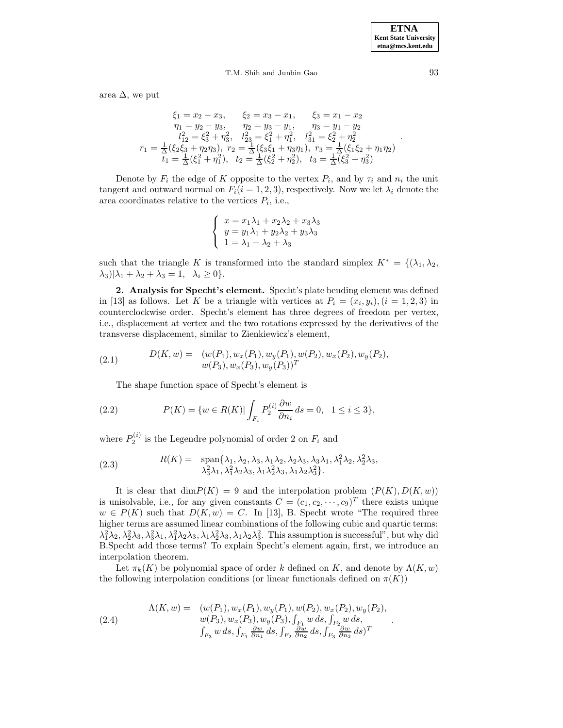area $\Delta$, we put

$$
\begin{array}{c}
\xi_1 = x_2 - x_3, \qquad \xi_2 = x_3 - x_1, \qquad \xi_3 = x_1 - x_2 \\
\eta_1 = y_2 - y_3, \qquad \eta_2 = y_3 - y_1, \qquad \eta_3 = y_1 - y_2 \\
l_{12}^2 = \xi_3^2 + \eta_3^2, \quad l_{23}^2 = \xi_1^2 + \eta_1^2, \quad l_{31}^2 = \xi_2^2 + \eta_2^2 \\
r_1 = \frac{1}{\Delta}(\xi_2\xi_3 + \eta_2\eta_3), \; r_2 = \frac{1}{\Delta}(\xi_3\xi_1 + \eta_3\eta_1), \; r_3 = \frac{1}{\Delta}(\xi_1\xi_2 + \eta_1\eta_2) \\
t_1 = \frac{1}{\Delta}(\xi_1^2 + \eta_1^2), \quad t_2 = \frac{1}{\Delta}(\xi_2^2 + \eta_2^2), \quad t_3 = \frac{1}{\Delta}(\xi_3^2 + \eta_3^2)
\end{array}.
$$

Denote by $F_i$ the edge of $K$ opposite to the vertex $P_i$, and by $\tau_i$ and $n_i$ the unit tangent and outward normal on $F_i (i = 1, 2, 3)$, respectively. Now we let $\lambda_i$ denote the area coordinates relative to the vertices $P_i$, i.e.,

$$
\begin{cases}
x = x_1\lambda_1 + x_2\lambda_2 + x_3\lambda_3 \\
y = y_1\lambda_1 + y_2\lambda_2 + y_3\lambda_3 \\
1 = \lambda_1 + \lambda_2 + \lambda_3
\end{cases}
$$

such that the triangle $K$ is transformed into the standard simplex $K^* = \{(\lambda_1, \lambda_2, \lambda_3) | \lambda_1 + \lambda_2 + \lambda_3 = 1, \; \lambda_i \geq 0\}$.

**2. Analysis for Specht's element.** Specht's plate bending element was defined in [13] as follows. Let $K$ be a triangle with vertices at $P_i = (x_i, y_i), (i = 1, 2, 3)$ in counterclockwise order. Specht's element has three degrees of freedom per vertex, i.e., displacement at vertex and the two rotations expressed by the derivatives of the transverse displacement, similar to Zienkiewicz's element,

$$
\begin{aligned}
(2.1) \qquad D(K, w) = \; & (w(P_1), w_x(P_1), w_y(P_1), w(P_2), w_x(P_2), w_y(P_2), \\
& w(P_3), w_x(P_3), w_y(P_3))^T
\end{aligned}
$$

The shape function space of Specht's element is

$$
(2.2) \qquad P(K) = \{w \in R(K) | \int_{F_i} P_2^{(i)} \frac{\partial w}{\partial n_i} \, ds = 0, \quad 1 \leq i \leq 3\},
$$

where $P_2^{(i)}$ is the Legendre polynomial of order 2 on $F_i$ and

$$
\begin{aligned}
(2.3) \qquad R(K) = \; & \text{span}\{\lambda_1, \lambda_2, \lambda_3, \lambda_1\lambda_2, \lambda_2\lambda_3, \lambda_3\lambda_1, \lambda_1^2\lambda_2, \lambda_2^2\lambda_3, \\
& \lambda_3^2\lambda_1, \lambda_1^2\lambda_2\lambda_3, \lambda_1\lambda_2^2\lambda_3, \lambda_1\lambda_2\lambda_3^2\}.
\end{aligned}
$$

It is clear that $\dim P(K) = 9$ and the interpolation problem $(P(K), D(K, w))$ is unisolvable, i.e., for any given constants $C = (c_1, c_2, \cdots, c_9)^T$ there exists unique $w \in P(K)$ such that $D(K, w) = C$. In [13], B. Specht wrote "The required three higher terms are assumed linear combinations of the following cubic and quartic terms: $\lambda_1^2\lambda_2, \lambda_2^2\lambda_3, \lambda_3^2\lambda_1, \lambda_1^2\lambda_2\lambda_3, \lambda_1\lambda_2^2\lambda_3, \lambda_1\lambda_2\lambda_3^2$. This assumption is successful", but why did B.Specht add those terms? To explain Specht's element again, first, we introduce an interpolation theorem.

Let $\pi_k(K)$ be polynomial space of order $k$ defined on $K$, and denote by $\Lambda(K, w)$ the following interpolation conditions (or linear functionals defined on $\pi(K)$)

$$
\begin{aligned}
(2.4) \qquad \Lambda(K, w) = \; & (w(P_1), w_x(P_1), w_y(P_1), w(P_2), w_x(P_2), w_y(P_2), \\
& w(P_3), w_x(P_3), w_y(P_3), \int_{F_1} w \, ds, \int_{F_2} w \, ds, \\
& \int_{F_3} w \, ds, \int_{F_1} \frac{\partial w}{\partial n_1} \, ds, \int_{F_2} \frac{\partial w}{\partial n_2} \, ds, \int_{F_3} \frac{\partial w}{\partial n_3} \, ds)^T
\end{aligned}.
$$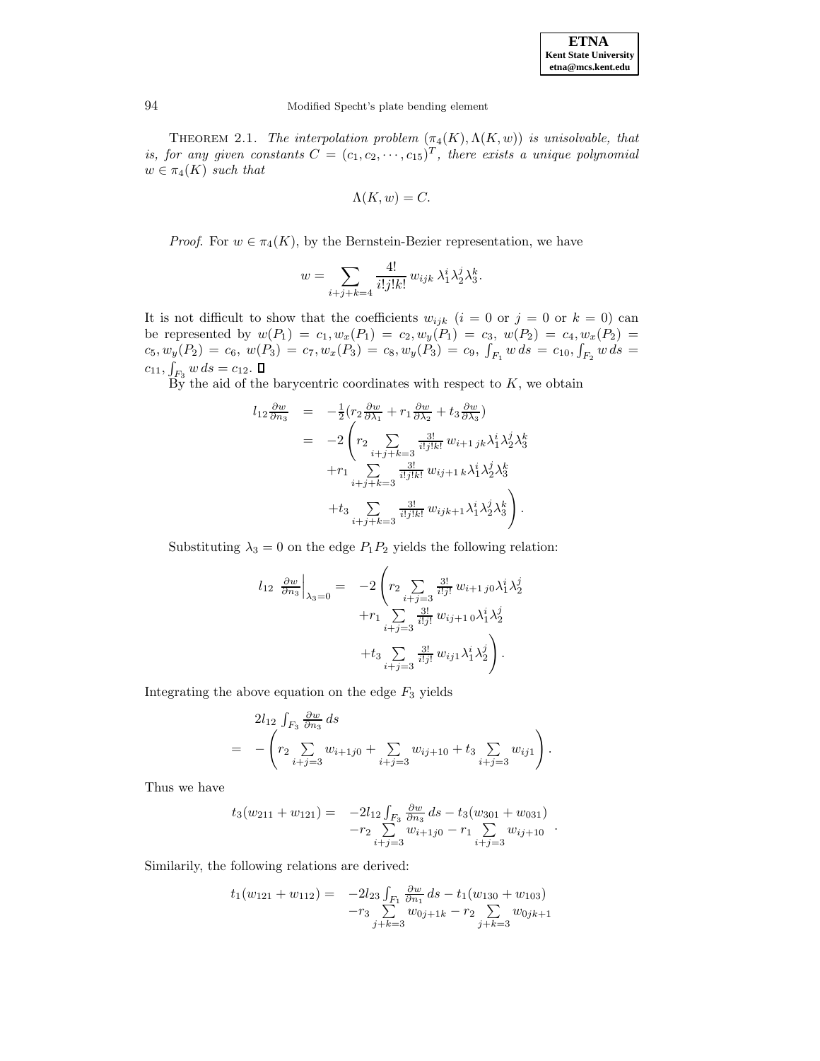THEOREM 2.1. *The interpolation problem $(\pi_4(K), \Lambda(K,w))$ is unisolvable, that is, for any given constants $C = (c_1, c_2, \cdots, c_{15})^T$, there exists a unique polynomial $w \in \pi_4(K)$ such that*

$$\Lambda(K,w) = C.$$

*Proof.* For $w \in \pi_4(K)$, by the Bernstein-Bezier representation, we have

$$w = \sum_{i+j+k=4} \frac{4!}{i!j!k!} w_{ijk} \lambda_1^i \lambda_2^j \lambda_3^k.$$

It is not difficult to show that the coefficients $w_{ijk}$ ($i = 0$ or $j = 0$ or $k = 0$) can be represented by $w(P_1) = c_1, w_x(P_1) = c_2, w_y(P_1) = c_3$, $w(P_2) = c_4, w_x(P_2) = c_5, w_y(P_2) = c_6$, $w(P_3) = c_7, w_x(P_3) = c_8, w_y(P_3) = c_9$, $\int_{F_1} w\, ds = c_{10}, \int_{F_2} w\, ds = c_{11}, \int_{F_3} w\, ds = c_{12}$. ◻

By the aid of the barycentric coordinates with respect to $K$, we obtain

$$\begin{aligned}
l_{12}\frac{\partial w}{\partial n_3} &= -\frac{1}{2}\left(r_2\frac{\partial w}{\partial \lambda_1} + r_1\frac{\partial w}{\partial \lambda_2} + t_3\frac{\partial w}{\partial \lambda_3}\right) \\
&= -2\left(r_2 \sum_{i+j+k=3} \frac{3!}{i!j!k!} w_{i+1\,jk}\lambda_1^i\lambda_2^j\lambda_3^k \right.\\
&\qquad + r_1 \sum_{i+j+k=3} \frac{3!}{i!j!k!} w_{ij+1\,k}\lambda_1^i\lambda_2^j\lambda_3^k \\
&\qquad \left. + t_3 \sum_{i+j+k=3} \frac{3!}{i!j!k!} w_{ijk+1}\lambda_1^i\lambda_2^j\lambda_3^k \right).
\end{aligned}$$

Substituting $\lambda_3 = 0$ on the edge $P_1P_2$ yields the following relation:

$$\begin{aligned}
l_{12} \left.\frac{\partial w}{\partial n_3}\right|_{\lambda_3=0} = &-2\left(r_2 \sum_{i+j=3} \frac{3!}{i!j!} w_{i+1\,j0}\lambda_1^i\lambda_2^j \right.\\
&\qquad + r_1 \sum_{i+j=3} \frac{3!}{i!j!} w_{ij+1\,0}\lambda_1^i\lambda_2^j \\
&\qquad \left. + t_3 \sum_{i+j=3} \frac{3!}{i!j!} w_{ij1}\lambda_1^i\lambda_2^j \right).
\end{aligned}$$

Integrating the above equation on the edge $F_3$ yields

$$\begin{aligned}
&2l_{12}\int_{F_3} \frac{\partial w}{\partial n_3}\, ds \\
= &-\left(r_2 \sum_{i+j=3} w_{i+1j0} + \sum_{i+j=3} w_{ij+10} + t_3 \sum_{i+j=3} w_{ij1}\right).
\end{aligned}$$

Thus we have

$$\begin{aligned}
t_3(w_{211} + w_{121}) = &-2l_{12}\int_{F_3} \frac{\partial w}{\partial n_3}\, ds - t_3(w_{301} + w_{031}) \\
&-r_2 \sum_{i+j=3} w_{i+1j0} - r_1 \sum_{i+j=3} w_{ij+10}
\end{aligned}.$$

Similarily, the following relations are derived:

$$\begin{aligned}
t_1(w_{121} + w_{112}) = &-2l_{23}\int_{F_1} \frac{\partial w}{\partial n_1}\, ds - t_1(w_{130} + w_{103}) \\
&-r_3 \sum_{j+k=3} w_{0j+1k} - r_2 \sum_{j+k=3} w_{0jk+1}
\end{aligned}$$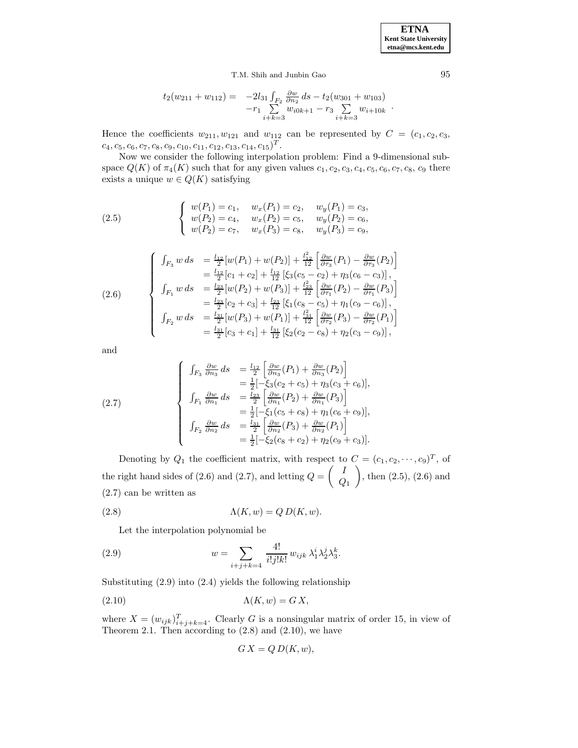$$
\begin{array}{rl}
t_2(w_{211}+w_{112}) = & -2l_{31}\int_{F_2} \frac{\partial w}{\partial n_2}\, ds - t_2(w_{301}+w_{103}) \\
& -r_1 \sum\limits_{i+k=3} w_{i0k+1} - r_3 \sum\limits_{i+k=3} w_{i+10k}
\end{array}.
$$

Hence the coefficients $w_{211}, w_{121}$ and $w_{112}$ can be represented by $C = (c_1, c_2, c_3, c_4, c_5, c_6, c_7, c_8, c_9, c_{10}, c_{11}, c_{12}, c_{13}, c_{14}, c_{15})^T$.

Now we consider the following interpolation problem: Find a 9-dimensional subspace $Q(K)$ of $\pi_4(K)$ such that for any given values $c_1, c_2, c_3, c_4, c_5, c_6, c_7, c_8, c_9$ there exists a unique $w \in Q(K)$ satisfying

$$
(2.5) \qquad \left\{ \begin{array}{lll}
w(P_1) = c_1, & w_x(P_1) = c_2, & w_y(P_1) = c_3, \\
w(P_2) = c_4, & w_x(P_2) = c_5, & w_y(P_2) = c_6, \\
w(P_2) = c_7, & w_x(P_3) = c_8, & w_y(P_3) = c_9,
\end{array} \right.
$$

$$
(2.6) \qquad \left\{ \begin{array}{rl}
\int_{F_3} w\, ds & = \frac{l_{12}}{2}[w(P_1)+w(P_2)] + \frac{l_{12}^2}{12}\left[\frac{\partial w}{\partial \tau_3}(P_1) - \frac{\partial w}{\partial \tau_3}(P_2)\right] \\
& = \frac{l_{12}}{2}[c_1+c_2] + \frac{l_{12}}{12}\left[\xi_3(c_5-c_2)+\eta_3(c_6-c_3)\right], \\
\int_{F_1} w\, ds & = \frac{l_{23}}{2}[w(P_2)+w(P_3)] + \frac{l_{23}^2}{12}\left[\frac{\partial w}{\partial \tau_1}(P_2) - \frac{\partial w}{\partial \tau_1}(P_3)\right] \\
& = \frac{l_{23}}{2}[c_2+c_3] + \frac{l_{23}}{12}\left[\xi_1(c_8-c_5)+\eta_1(c_9-c_6)\right], \\
\int_{F_2} w\, ds & = \frac{l_{31}}{2}[w(P_3)+w(P_1)] + \frac{l_{31}^2}{12}\left[\frac{\partial w}{\partial \tau_2}(P_3) - \frac{\partial w}{\partial \tau_2}(P_1)\right] \\
& = \frac{l_{31}}{2}[c_3+c_1] + \frac{l_{31}}{12}\left[\xi_2(c_2-c_8)+\eta_2(c_3-c_9)\right],
\end{array} \right.
$$

and

$$
(2.7) \qquad \left\{ \begin{array}{rl}
\int_{F_3} \frac{\partial w}{\partial n_3}\, ds & = \frac{l_{12}}{2}\left[\frac{\partial w}{\partial n_3}(P_1) + \frac{\partial w}{\partial n_3}(P_2)\right] \\
& = \frac{1}{2}[-\xi_3(c_2+c_5)+\eta_3(c_3+c_6)], \\
\int_{F_1} \frac{\partial w}{\partial n_1}\, ds & = \frac{l_{23}}{2}\left[\frac{\partial w}{\partial n_1}(P_2) + \frac{\partial w}{\partial n_1}(P_3)\right] \\
& = \frac{1}{2}[-\xi_1(c_5+c_8)+\eta_1(c_6+c_9)], \\
\int_{F_2} \frac{\partial w}{\partial n_2}\, ds & = \frac{l_{31}}{2}\left[\frac{\partial w}{\partial n_2}(P_3) + \frac{\partial w}{\partial n_2}(P_1)\right] \\
& = \frac{1}{2}[-\xi_2(c_8+c_2)+\eta_2(c_9+c_3)].
\end{array} \right.
$$

Denoting by $Q_1$ the coefficient matrix, with respect to $C = (c_1, c_2, \cdots, c_9)^T$, of the right hand sides of (2.6) and (2.7), and letting $Q = \begin{pmatrix} I \\ Q_1 \end{pmatrix}$, then (2.5), (2.6) and (2.7) can be written as

$$
(2.8) \qquad \Lambda(K, w) = Q\, D(K, w).
$$

Let the interpolation polynomial be

$$
(2.9) \qquad w = \sum_{i+j+k=4} \frac{4!}{i!j!k!}\, w_{ijk}\, \lambda_1^i \lambda_2^j \lambda_3^k.
$$

Substituting (2.9) into (2.4) yields the following relationship

$$
(2.10) \qquad \Lambda(K, w) = G\, X,
$$

where $X = (w_{ijk})^T_{i+j+k=4}$. Clearly $G$ is a nonsingular matrix of order 15, in view of Theorem 2.1. Then according to (2.8) and (2.10), we have

$$
G\, X = Q\, D(K, w),
$$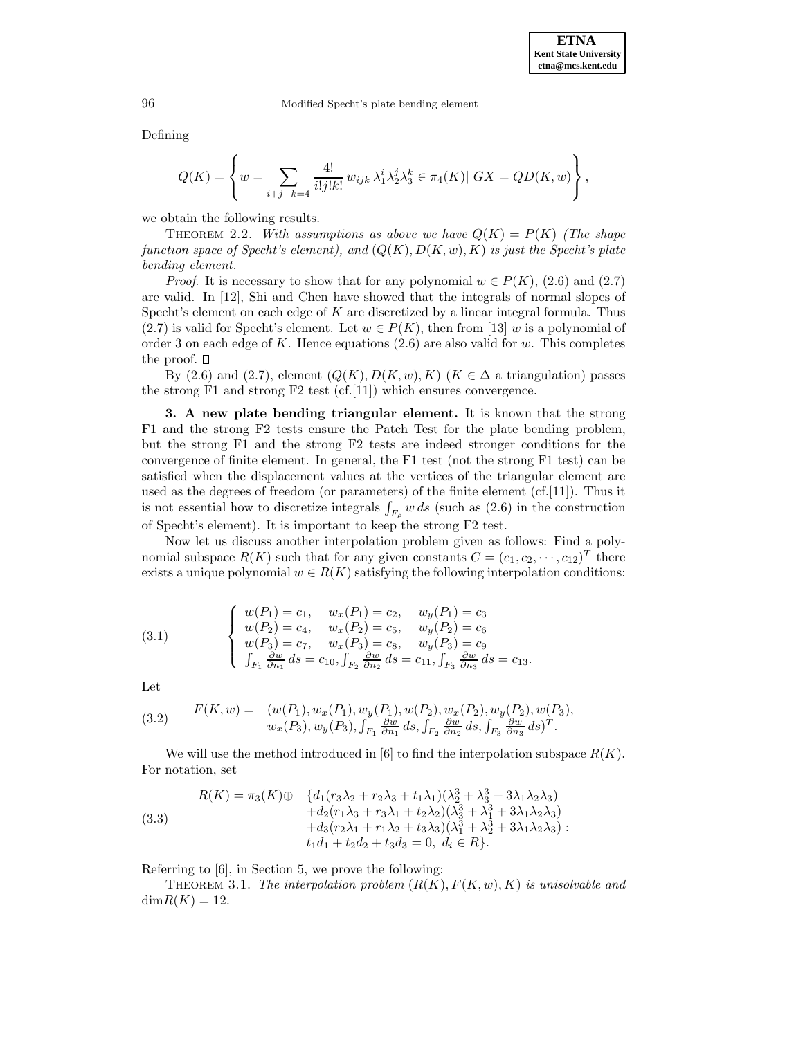Defining

$$Q(K) = \left\{ w = \sum_{i+j+k=4} \frac{4!}{i!j!k!} w_{ijk} \lambda_1^i \lambda_2^j \lambda_3^k \in \pi_4(K) | \; GX = QD(K, w) \right\},$$

we obtain the following results.

THEOREM 2.2. *With assumptions as above we have $Q(K) = P(K)$ (The shape function space of Specht's element), and $(Q(K), D(K, w), K)$ is just the Specht's plate bending element.*

*Proof.* It is necessary to show that for any polynomial $w \in P(K)$, (2.6) and (2.7) are valid. In [12], Shi and Chen have showed that the integrals of normal slopes of Specht's element on each edge of $K$ are discretized by a linear integral formula. Thus (2.7) is valid for Specht's element. Let $w \in P(K)$, then from [13] $w$ is a polynomial of order 3 on each edge of $K$. Hence equations (2.6) are also valid for $w$. This completes the proof. ◻

By (2.6) and (2.7), element $(Q(K), D(K, w), K)$ ($K \in \Delta$ a triangulation) passes the strong F1 and strong F2 test (cf.[11]) which ensures convergence.

**3. A new plate bending triangular element.** It is known that the strong F1 and the strong F2 tests ensure the Patch Test for the plate bending problem, but the strong F1 and the strong F2 tests are indeed stronger conditions for the convergence of finite element. In general, the F1 test (not the strong F1 test) can be satisfied when the displacement values at the vertices of the triangular element are used as the degrees of freedom (or parameters) of the finite element (cf.[11]). Thus it is not essential how to discretize integrals $\int_{F_\rho} w\, ds$ (such as (2.6) in the construction of Specht's element). It is important to keep the strong F2 test.

Now let us discuss another interpolation problem given as follows: Find a polynomial subspace $R(K)$ such that for any given constants $C = (c_1, c_2, \cdots, c_{12})^T$ there exists a unique polynomial $w \in R(K)$ satisfying the following interpolation conditions:

$$\tag{3.1} \left\{ \begin{array}{l} w(P_1) = c_1, \quad w_x(P_1) = c_2, \quad w_y(P_1) = c_3 \\ w(P_2) = c_4, \quad w_x(P_2) = c_5, \quad w_y(P_2) = c_6 \\ w(P_3) = c_7, \quad w_x(P_3) = c_8, \quad w_y(P_3) = c_9 \\ \int_{F_1} \frac{\partial w}{\partial n_1}\, ds = c_{10}, \int_{F_2} \frac{\partial w}{\partial n_2}\, ds = c_{11}, \int_{F_3} \frac{\partial w}{\partial n_3}\, ds = c_{13}. \end{array} \right.$$

Let

$$\tag{3.2} \begin{array}{rl} F(K, w) = & (w(P_1), w_x(P_1), w_y(P_1), w(P_2), w_x(P_2), w_y(P_2), w(P_3), \\ & w_x(P_3), w_y(P_3), \int_{F_1} \frac{\partial w}{\partial n_1}\, ds, \int_{F_2} \frac{\partial w}{\partial n_2}\, ds, \int_{F_3} \frac{\partial w}{\partial n_3}\, ds)^T. \end{array}$$

We will use the method introduced in [6] to find the interpolation subspace $R(K)$. For notation, set

$$\tag{3.3} \begin{array}{rl} R(K) = \pi_3(K) \oplus & \{ d_1(r_3\lambda_2 + r_2\lambda_3 + t_1\lambda_1)(\lambda_2^3 + \lambda_3^3 + 3\lambda_1\lambda_2\lambda_3) \\ & + d_2(r_1\lambda_3 + r_3\lambda_1 + t_2\lambda_2)(\lambda_3^3 + \lambda_1^3 + 3\lambda_1\lambda_2\lambda_3) \\ & + d_3(r_2\lambda_1 + r_1\lambda_2 + t_3\lambda_3)(\lambda_1^3 + \lambda_2^3 + 3\lambda_1\lambda_2\lambda_3) : \\ & t_1 d_1 + t_2 d_2 + t_3 d_3 = 0,\; d_i \in R \}. \end{array}$$

Referring to [6], in Section 5, we prove the following:

THEOREM 3.1. *The interpolation problem $(R(K), F(K, w), K)$ is unisolvable and $\dim R(K) = 12$.*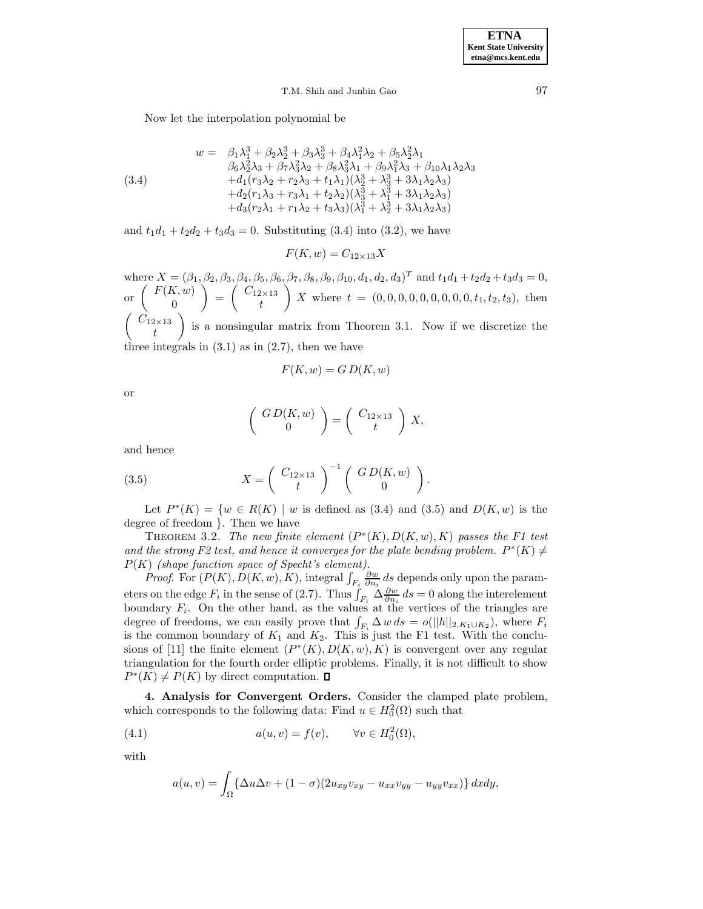Now let the interpolation polynomial be

$$
\begin{aligned}
w = \; & \beta_1\lambda_1^3 + \beta_2\lambda_2^3 + \beta_3\lambda_3^3 + \beta_4\lambda_1^2\lambda_2 + \beta_5\lambda_2^2\lambda_1 \\
& \beta_6\lambda_2^2\lambda_3 + \beta_7\lambda_3^2\lambda_2 + \beta_8\lambda_3^2\lambda_1 + \beta_9\lambda_1^2\lambda_3 + \beta_{10}\lambda_1\lambda_2\lambda_3 \\
& + d_1(r_3\lambda_2 + r_2\lambda_3 + t_1\lambda_1)(\lambda_2^3 + \lambda_3^3 + 3\lambda_1\lambda_2\lambda_3) \\
& + d_2(r_1\lambda_3 + r_3\lambda_1 + t_2\lambda_2)(\lambda_3^3 + \lambda_1^3 + 3\lambda_1\lambda_2\lambda_3) \\
& + d_3(r_2\lambda_1 + r_1\lambda_2 + t_3\lambda_3)(\lambda_1^3 + \lambda_2^3 + 3\lambda_1\lambda_2\lambda_3)
\end{aligned} \tag{3.4}
$$

and $t_1d_1 + t_2d_2 + t_3d_3 = 0$. Substituting (3.4) into (3.2), we have

$$
F(K, w) = C_{12\times 13}X
$$

where $X = (\beta_1, \beta_2, \beta_3, \beta_4, \beta_5, \beta_6, \beta_7, \beta_8, \beta_9, \beta_{10}, d_1, d_2, d_3)^T$ and $t_1d_1 + t_2d_2 + t_3d_3 = 0$, or $\begin{pmatrix} F(K,w) \\ 0 \end{pmatrix} = \begin{pmatrix} C_{12\times 13} \\ t \end{pmatrix} X$ where $t = (0,0,0,0,0,0,0,0,0,0,t_1,t_2,t_3)$, then $\begin{pmatrix} C_{12\times 13} \\ t \end{pmatrix}$ is a nonsingular matrix from Theorem 3.1. Now if we discretize the three integrals in (3.1) as in (2.7), then we have

$$
F(K, w) = G\, D(K, w)
$$

or

$$
\begin{pmatrix} G\, D(K,w) \\ 0 \end{pmatrix} = \begin{pmatrix} C_{12\times 13} \\ t \end{pmatrix} X,
$$

and hence

$$
X = \begin{pmatrix} C_{12\times 13} \\ t \end{pmatrix}^{-1} \begin{pmatrix} G\, D(K,w) \\ 0 \end{pmatrix}. \tag{3.5}
$$

Let $P^*(K) = \{w \in R(K) \mid w$ is defined as (3.4) and (3.5) and $D(K, w)$ is the degree of freedom $\}$. Then we have

THEOREM 3.2. *The new finite element $(P^*(K), D(K, w), K)$ passes the F1 test and the strong F2 test, and hence it converges for the plate bending problem. $P^*(K) \neq P(K)$ (shape function space of Specht's element).*

*Proof*. For $(P(K), D(K, w), K)$, integral $\int_{F_i} \frac{\partial w}{\partial n_i}\, ds$ depends only upon the parameters on the edge $F_i$ in the sense of (2.7). Thus $\int_{F_i} \Delta \frac{\partial w}{\partial n_i}\, ds = 0$ along the interelement boundary $F_i$. On the other hand, as the values at the vertices of the triangles are degree of freedoms, we can easily prove that $\int_{F_i} \Delta\, w\, ds = o(||h||_{2,K_1\cup K_2})$, where $F_i$ is the common boundary of $K_1$ and $K_2$. This is just the F1 test. With the conclusions of [11] the finite element $(P^*(K), D(K, w), K)$ is convergent over any regular triangulation for the fourth order elliptic problems. Finally, it is not difficult to show $P^*(K) \neq P(K)$ by direct computation. ∎

**4. Analysis for Convergent Orders.** Consider the clamped plate problem, which corresponds to the following data: Find $u \in H_0^2(\Omega)$ such that

$$
a(u, v) = f(v), \qquad \forall v \in H_0^2(\Omega), \tag{4.1}
$$

with

$$
a(u, v) = \int_\Omega \{\Delta u \Delta v + (1-\sigma)(2u_{xy}v_{xy} - u_{xx}v_{yy} - u_{yy}v_{xx})\}\, dxdy,
$$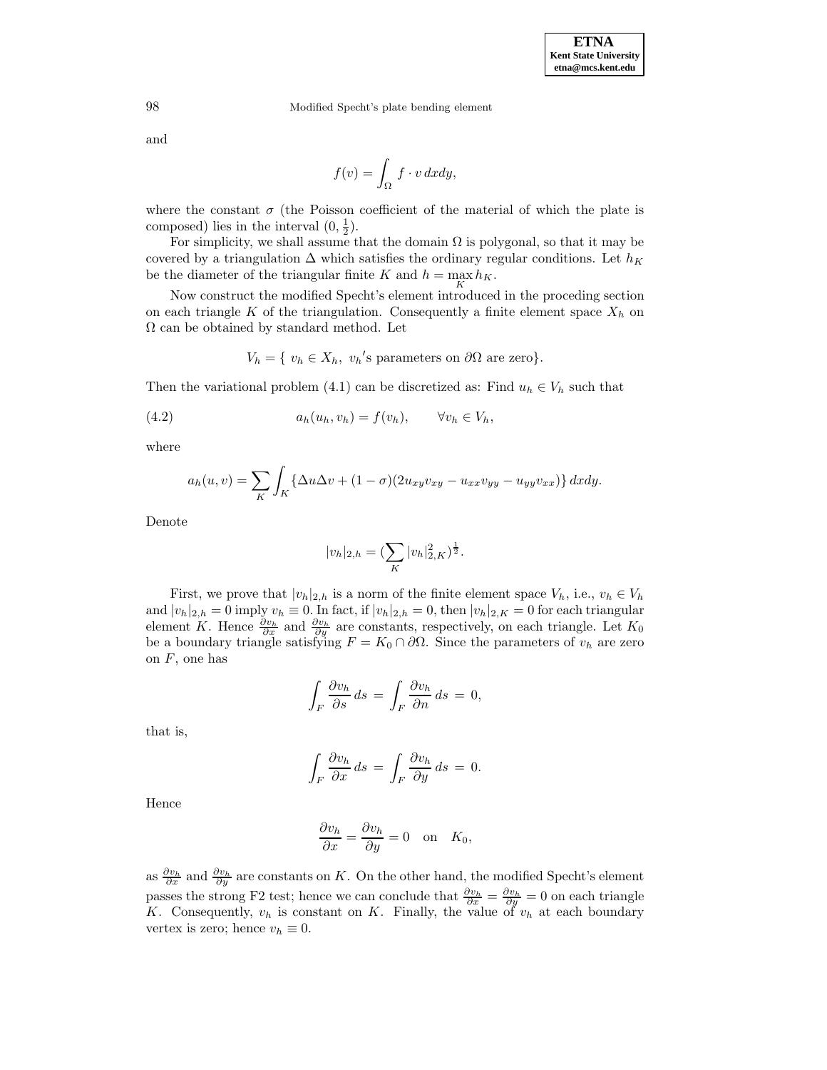and

$$f(v) = \int_\Omega f \cdot v \, dxdy,$$

where the constant $\sigma$ (the Poisson coefficient of the material of which the plate is composed) lies in the interval $(0, \frac{1}{2})$.

For simplicity, we shall assume that the domain $\Omega$ is polygonal, so that it may be covered by a triangulation $\Delta$ which satisfies the ordinary regular conditions. Let $h_K$ be the diameter of the triangular finite $K$ and $h = \max_K h_K$.

Now construct the modified Specht's element introduced in the proceding section on each triangle $K$ of the triangulation. Consequently a finite element space $X_h$ on $\Omega$ can be obtained by standard method. Let

$$V_h = \{ \ v_h \in X_h, \ v_h\text{'s parameters on } \partial\Omega \text{ are zero}\}.$$

Then the variational problem (4.1) can be discretized as: Find $u_h \in V_h$ such that

$$a_h(u_h, v_h) = f(v_h), \qquad \forall v_h \in V_h, \tag{4.2}$$

where

$$a_h(u, v) = \sum_K \int_K \{\Delta u \Delta v + (1 - \sigma)(2u_{xy}v_{xy} - u_{xx}v_{yy} - u_{yy}v_{xx})\} \, dxdy.$$

Denote

$$|v_h|_{2,h} = (\sum_K |v_h|^2_{2,K})^{\frac{1}{2}}.$$

First, we prove that $|v_h|_{2,h}$ is a norm of the finite element space $V_h$, i.e., $v_h \in V_h$ and $|v_h|_{2,h} = 0$ imply $v_h \equiv 0$. In fact, if $|v_h|_{2,h} = 0$, then $|v_h|_{2,K} = 0$ for each triangular element $K$. Hence $\frac{\partial v_h}{\partial x}$ and $\frac{\partial v_h}{\partial y}$ are constants, respectively, on each triangle. Let $K_0$ be a boundary triangle satisfying $F = K_0 \cap \partial\Omega$. Since the parameters of $v_h$ are zero on $F$, one has

$$\int_F \frac{\partial v_h}{\partial s} \, ds \ = \ \int_F \frac{\partial v_h}{\partial n} \, ds \ = \ 0,$$

that is,

$$\int_F \frac{\partial v_h}{\partial x} \, ds \ = \ \int_F \frac{\partial v_h}{\partial y} \, ds \ = \ 0.$$

Hence

$$\frac{\partial v_h}{\partial x} = \frac{\partial v_h}{\partial y} = 0 \quad \text{on} \quad K_0,$$

as $\frac{\partial v_h}{\partial x}$ and $\frac{\partial v_h}{\partial y}$ are constants on $K$. On the other hand, the modified Specht's element passes the strong F2 test; hence we can conclude that $\frac{\partial v_h}{\partial x} = \frac{\partial v_h}{\partial y} = 0$ on each triangle $K$. Consequently, $v_h$ is constant on $K$. Finally, the value of $v_h$ at each boundary vertex is zero; hence $v_h \equiv 0$.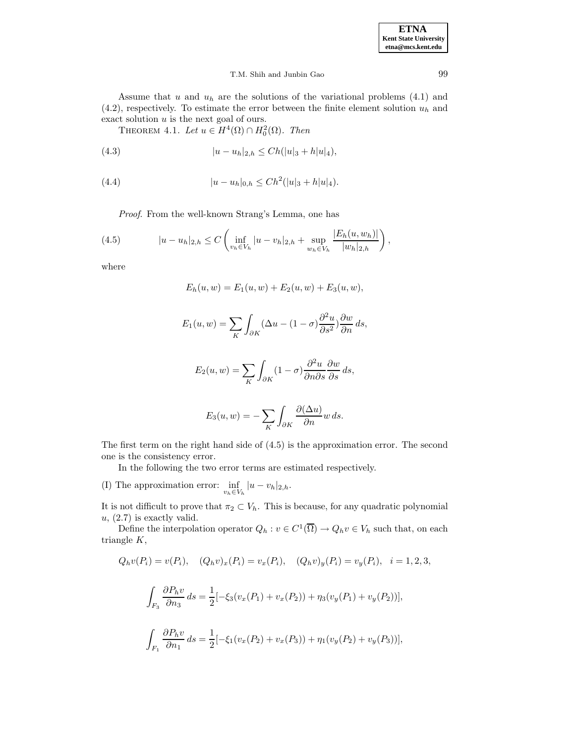Assume that $u$ and $u_h$ are the solutions of the variational problems (4.1) and (4.2), respectively. To estimate the error between the finite element solution $u_h$ and exact solution $u$ is the next goal of ours.

THEOREM 4.1. *Let $u \in H^4(\Omega) \cap H_0^2(\Omega)$. Then*

$$|u - u_h|_{2,h} \leq Ch(|u|_3 + h|u|_4), \tag{4.3}$$

$$|u - u_h|_{0,h} \leq Ch^2(|u|_3 + h|u|_4). \tag{4.4}$$

*Proof.* From the well-known Strang's Lemma, one has

$$|u - u_h|_{2,h} \leq C\left(\inf_{v_h \in V_h} |u - v_h|_{2,h} + \sup_{w_h \in V_h} \frac{|E_h(u, w_h)|}{|w_h|_{2,h}}\right), \tag{4.5}$$

where

$$E_h(u, w) = E_1(u, w) + E_2(u, w) + E_3(u, w),$$

$$E_1(u, w) = \sum_K \int_{\partial K} (\Delta u - (1 - \sigma)\frac{\partial^2 u}{\partial s^2})\frac{\partial w}{\partial n}\, ds,$$

$$E_2(u, w) = \sum_K \int_{\partial K} (1 - \sigma)\frac{\partial^2 u}{\partial n \partial s}\frac{\partial w}{\partial s}\, ds,$$

$$E_3(u, w) = -\sum_K \int_{\partial K} \frac{\partial(\Delta u)}{\partial n} w\, ds.$$

The first term on the right hand side of (4.5) is the approximation error. The second one is the consistency error.

In the following the two error terms are estimated respectively.

(I) The approximation error: $\inf_{v_h \in V_h} |u - v_h|_{2,h}$.

It is not difficult to prove that $\pi_2 \subset V_h$. This is because, for any quadratic polynomial $u$, (2.7) is exactly valid.

Define the interpolation operator $Q_h : v \in C^1(\overline{\Omega}) \to Q_h v \in V_h$ such that, on each triangle $K$,

$$Q_h v(P_i) = v(P_i), \quad (Q_h v)_x(P_i) = v_x(P_i), \quad (Q_h v)_y(P_i) = v_y(P_i), \quad i = 1, 2, 3,$$

$$\int_{F_3} \frac{\partial P_h v}{\partial n_3}\, ds = \frac{1}{2}[-\xi_3(v_x(P_1) + v_x(P_2)) + \eta_3(v_y(P_1) + v_y(P_2))],$$

$$\int_{F_1} \frac{\partial P_h v}{\partial n_1}\, ds = \frac{1}{2}[-\xi_1(v_x(P_2) + v_x(P_3)) + \eta_1(v_y(P_2) + v_y(P_3))],$$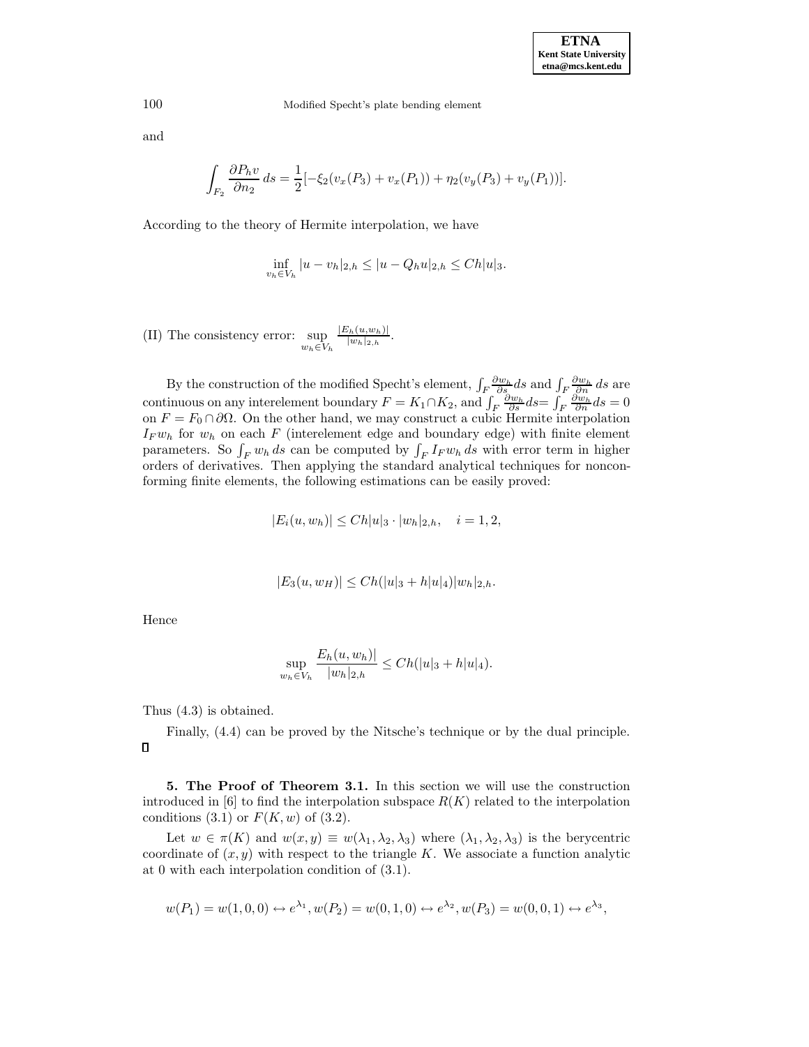and

$$\int_{F_2} \frac{\partial P_h v}{\partial n_2}\, ds = \frac{1}{2}[-\xi_2(v_x(P_3) + v_x(P_1)) + \eta_2(v_y(P_3) + v_y(P_1))].$$

According to the theory of Hermite interpolation, we have

$$\inf_{v_h \in V_h} |u - v_h|_{2,h} \le |u - Q_h u|_{2,h} \le Ch|u|_3.$$

(II) The consistency error: $\sup\limits_{w_h \in V_h} \frac{|E_h(u,w_h)|}{|w_h|_{2,h}}$.

By the construction of the modified Specht's element, $\int_F \frac{\partial w_h}{\partial s} ds$ and $\int_F \frac{\partial w_h}{\partial n}\, ds$ are continuous on any interelement boundary $F = K_1 \cap K_2$, and $\int_F \frac{\partial w_h}{\partial s} ds = \int_F \frac{\partial w_h}{\partial n} ds = 0$ on $F = F_0 \cap \partial\Omega$. On the other hand, we may construct a cubic Hermite interpolation $I_F w_h$ for $w_h$ on each $F$ (interelement edge and boundary edge) with finite element parameters. So $\int_F w_h\, ds$ can be computed by $\int_F I_F w_h\, ds$ with error term in higher orders of derivatives. Then applying the standard analytical techniques for nonconforming finite elements, the following estimations can be easily proved:

$$|E_i(u, w_h)| \le Ch|u|_3 \cdot |w_h|_{2,h}, \quad i = 1, 2,$$

$$|E_3(u, w_H)| \le Ch(|u|_3 + h|u|_4)|w_h|_{2,h}.$$

Hence

$$\sup_{w_h \in V_h} \frac{E_h(u, w_h)|}{|w_h|_{2,h}} \le Ch(|u|_3 + h|u|_4).$$

Thus (4.3) is obtained.

Finally, (4.4) can be proved by the Nitsche's technique or by the dual principle. □

**5. The Proof of Theorem 3.1.** In this section we will use the construction introduced in [6] to find the interpolation subspace $R(K)$ related to the interpolation conditions (3.1) or $F(K, w)$ of (3.2).

Let $w \in \pi(K)$ and $w(x, y) \equiv w(\lambda_1, \lambda_2, \lambda_3)$ where $(\lambda_1, \lambda_2, \lambda_3)$ is the berycentric coordinate of $(x, y)$ with respect to the triangle $K$. We associate a function analytic at 0 with each interpolation condition of (3.1).

$$w(P_1) = w(1, 0, 0) \leftrightarrow e^{\lambda_1}, w(P_2) = w(0, 1, 0) \leftrightarrow e^{\lambda_2}, w(P_3) = w(0, 0, 1) \leftrightarrow e^{\lambda_3},$$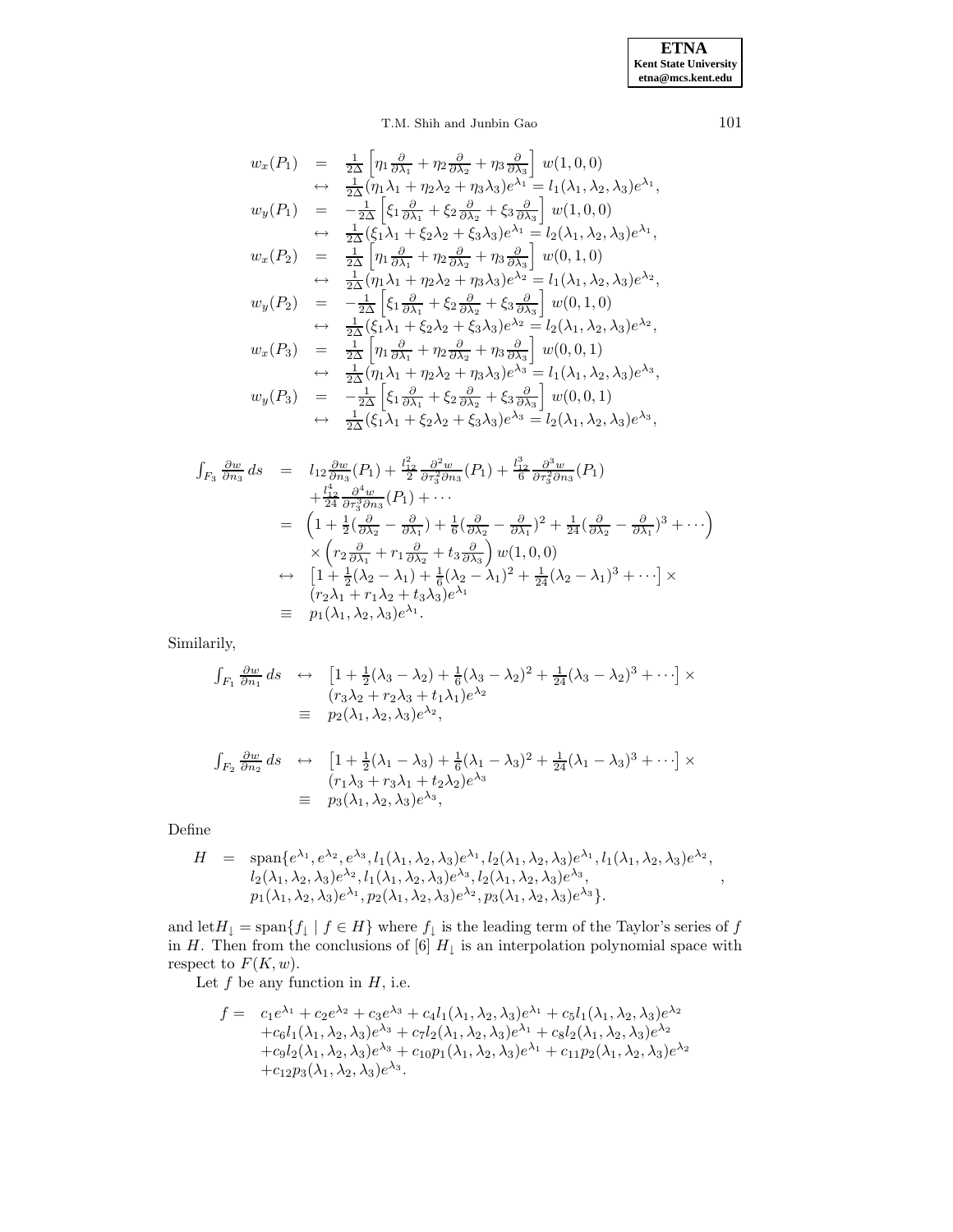$$
\begin{array}{rcl}
w_x(P_1) & = & \frac{1}{2\Delta}\left[\eta_1\frac{\partial}{\partial\lambda_1}+\eta_2\frac{\partial}{\partial\lambda_2}+\eta_3\frac{\partial}{\partial\lambda_3}\right]\, w(1,0,0) \\
& \leftrightarrow & \frac{1}{2\Delta}(\eta_1\lambda_1+\eta_2\lambda_2+\eta_3\lambda_3)e^{\lambda_1} = l_1(\lambda_1,\lambda_2,\lambda_3)e^{\lambda_1}, \\
w_y(P_1) & = & -\frac{1}{2\Delta}\left[\xi_1\frac{\partial}{\partial\lambda_1}+\xi_2\frac{\partial}{\partial\lambda_2}+\xi_3\frac{\partial}{\partial\lambda_3}\right]\, w(1,0,0) \\
& \leftrightarrow & \frac{1}{2\Delta}(\xi_1\lambda_1+\xi_2\lambda_2+\xi_3\lambda_3)e^{\lambda_1} = l_2(\lambda_1,\lambda_2,\lambda_3)e^{\lambda_1}, \\
w_x(P_2) & = & \frac{1}{2\Delta}\left[\eta_1\frac{\partial}{\partial\lambda_1}+\eta_2\frac{\partial}{\partial\lambda_2}+\eta_3\frac{\partial}{\partial\lambda_3}\right]\, w(0,1,0) \\
& \leftrightarrow & \frac{1}{2\Delta}(\eta_1\lambda_1+\eta_2\lambda_2+\eta_3\lambda_3)e^{\lambda_2} = l_1(\lambda_1,\lambda_2,\lambda_3)e^{\lambda_2}, \\
w_y(P_2) & = & -\frac{1}{2\Delta}\left[\xi_1\frac{\partial}{\partial\lambda_1}+\xi_2\frac{\partial}{\partial\lambda_2}+\xi_3\frac{\partial}{\partial\lambda_3}\right]\, w(0,1,0) \\
& \leftrightarrow & \frac{1}{2\Delta}(\xi_1\lambda_1+\xi_2\lambda_2+\xi_3\lambda_3)e^{\lambda_2} = l_2(\lambda_1,\lambda_2,\lambda_3)e^{\lambda_2}, \\
w_x(P_3) & = & \frac{1}{2\Delta}\left[\eta_1\frac{\partial}{\partial\lambda_1}+\eta_2\frac{\partial}{\partial\lambda_2}+\eta_3\frac{\partial}{\partial\lambda_3}\right]\, w(0,0,1) \\
& \leftrightarrow & \frac{1}{2\Delta}(\eta_1\lambda_1+\eta_2\lambda_2+\eta_3\lambda_3)e^{\lambda_3} = l_1(\lambda_1,\lambda_2,\lambda_3)e^{\lambda_3}, \\
w_y(P_3) & = & -\frac{1}{2\Delta}\left[\xi_1\frac{\partial}{\partial\lambda_1}+\xi_2\frac{\partial}{\partial\lambda_2}+\xi_3\frac{\partial}{\partial\lambda_3}\right]\, w(0,0,1) \\
& \leftrightarrow & \frac{1}{2\Delta}(\xi_1\lambda_1+\xi_2\lambda_2+\xi_3\lambda_3)e^{\lambda_3} = l_2(\lambda_1,\lambda_2,\lambda_3)e^{\lambda_3},
\end{array}
$$

$$
\begin{array}{rcl}
\int_{F_3}\frac{\partial w}{\partial n_3}\,ds & = & l_{12}\frac{\partial w}{\partial n_3}(P_1)+\frac{l_{12}^2}{2}\frac{\partial^2 w}{\partial\tau_3^2\partial n_3}(P_1)+\frac{l_{12}^3}{6}\frac{\partial^3 w}{\partial\tau_3^2\partial n_3}(P_1) \\
& & +\frac{l_{12}^4}{24}\frac{\partial^4 w}{\partial\tau_3^3\partial n_3}(P_1)+\cdots \\
& = & \left(1+\frac{1}{2}(\frac{\partial}{\partial\lambda_2}-\frac{\partial}{\partial\lambda_1})+\frac{1}{6}(\frac{\partial}{\partial\lambda_2}-\frac{\partial}{\partial\lambda_1})^2+\frac{1}{24}(\frac{\partial}{\partial\lambda_2}-\frac{\partial}{\partial\lambda_1})^3+\cdots\right) \\
& & \times\left(r_2\frac{\partial}{\partial\lambda_1}+r_1\frac{\partial}{\partial\lambda_2}+t_3\frac{\partial}{\partial\lambda_3}\right)w(1,0,0) \\
& \leftrightarrow & \left[1+\frac{1}{2}(\lambda_2-\lambda_1)+\frac{1}{6}(\lambda_2-\lambda_1)^2+\frac{1}{24}(\lambda_2-\lambda_1)^3+\cdots\right]\times \\
& & (r_2\lambda_1+r_1\lambda_2+t_3\lambda_3)e^{\lambda_1} \\
& \equiv & p_1(\lambda_1,\lambda_2,\lambda_3)e^{\lambda_1}.
\end{array}
$$

Similarily,

$$
\begin{array}{rcl}
\int_{F_1}\frac{\partial w}{\partial n_1}\,ds & \leftrightarrow & \left[1+\frac{1}{2}(\lambda_3-\lambda_2)+\frac{1}{6}(\lambda_3-\lambda_2)^2+\frac{1}{24}(\lambda_3-\lambda_2)^3+\cdots\right]\times \\
& & (r_3\lambda_2+r_2\lambda_3+t_1\lambda_1)e^{\lambda_2} \\
& \equiv & p_2(\lambda_1,\lambda_2,\lambda_3)e^{\lambda_2},
\end{array}
$$

$$
\begin{array}{rcl}
\int_{F_2}\frac{\partial w}{\partial n_2}\,ds & \leftrightarrow & \left[1+\frac{1}{2}(\lambda_1-\lambda_3)+\frac{1}{6}(\lambda_1-\lambda_3)^2+\frac{1}{24}(\lambda_1-\lambda_3)^3+\cdots\right]\times \\
& & (r_1\lambda_3+r_3\lambda_1+t_2\lambda_2)e^{\lambda_3} \\
& \equiv & p_3(\lambda_1,\lambda_2,\lambda_3)e^{\lambda_3},
\end{array}
$$

Define

$$
\begin{array}{rcl}
H & = & \mathrm{span}\{e^{\lambda_1},e^{\lambda_2},e^{\lambda_3},l_1(\lambda_1,\lambda_2,\lambda_3)e^{\lambda_1},l_2(\lambda_1,\lambda_2,\lambda_3)e^{\lambda_1},l_1(\lambda_1,\lambda_2,\lambda_3)e^{\lambda_2}, \\
& & l_2(\lambda_1,\lambda_2,\lambda_3)e^{\lambda_2},l_1(\lambda_1,\lambda_2,\lambda_3)e^{\lambda_3},l_2(\lambda_1,\lambda_2,\lambda_3)e^{\lambda_3}, \\
& & p_1(\lambda_1,\lambda_2,\lambda_3)e^{\lambda_1},p_2(\lambda_1,\lambda_2,\lambda_3)e^{\lambda_2},p_3(\lambda_1,\lambda_2,\lambda_3)e^{\lambda_3}\}.
\end{array},
$$

and let$H_\downarrow = \mathrm{span}\{f_\downarrow \mid f\in H\}$ where $f_\downarrow$ is the leading term of the Taylor's series of $f$ in $H$. Then from the conclusions of [6] $H_\downarrow$ is an interpolation polynomial space with respect to $F(K,w)$.

Let $f$ be any function in $H$, i.e.

$$
\begin{array}{rl}
f = & c_1e^{\lambda_1}+c_2e^{\lambda_2}+c_3e^{\lambda_3}+c_4l_1(\lambda_1,\lambda_2,\lambda_3)e^{\lambda_1}+c_5l_1(\lambda_1,\lambda_2,\lambda_3)e^{\lambda_2} \\
& +c_6l_1(\lambda_1,\lambda_2,\lambda_3)e^{\lambda_3}+c_7l_2(\lambda_1,\lambda_2,\lambda_3)e^{\lambda_1}+c_8l_2(\lambda_1,\lambda_2,\lambda_3)e^{\lambda_2} \\
& +c_9l_2(\lambda_1,\lambda_2,\lambda_3)e^{\lambda_3}+c_{10}p_1(\lambda_1,\lambda_2,\lambda_3)e^{\lambda_1}+c_{11}p_2(\lambda_1,\lambda_2,\lambda_3)e^{\lambda_2} \\
& +c_{12}p_3(\lambda_1,\lambda_2,\lambda_3)e^{\lambda_3}.
\end{array}
$$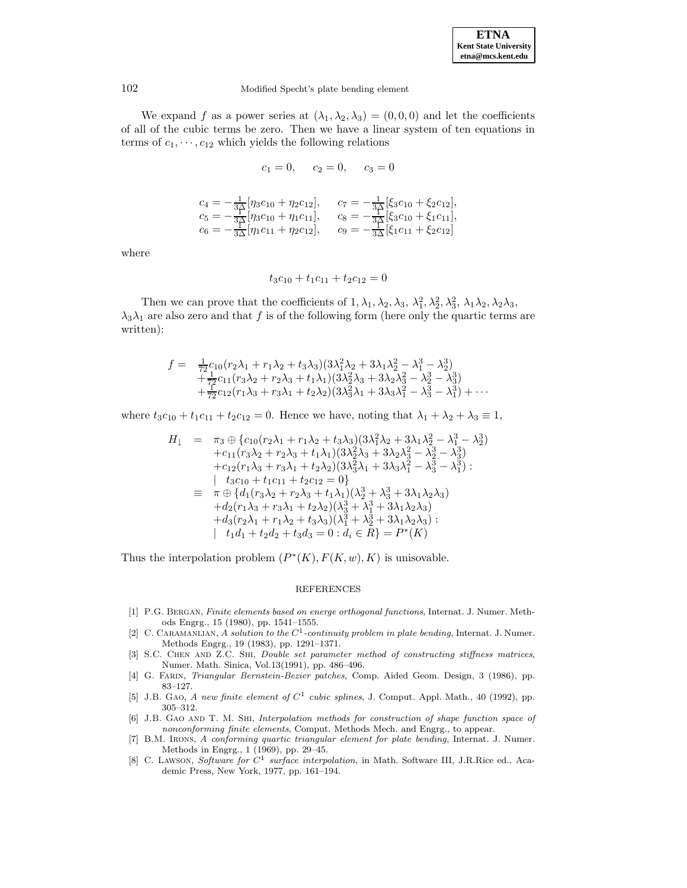We expand $f$ as a power series at $(\lambda_1, \lambda_2, \lambda_3) = (0, 0, 0)$ and let the coefficients of all of the cubic terms be zero. Then we have a linear system of ten equations in terms of $c_1, \cdots, c_{12}$ which yields the following relations

$$c_1 = 0, \quad c_2 = 0, \quad c_3 = 0$$

$$\begin{array}{ll}
c_4 = -\frac{1}{3\Delta}[\eta_3 c_{10} + \eta_2 c_{12}], & c_7 = -\frac{1}{3\Delta}[\xi_3 c_{10} + \xi_2 c_{12}], \\
c_5 = -\frac{1}{3\Delta}[\eta_3 c_{10} + \eta_1 c_{11}], & c_8 = -\frac{1}{3\Delta}[\xi_3 c_{10} + \xi_1 c_{11}], \\
c_6 = -\frac{1}{3\Delta}[\eta_1 c_{11} + \eta_2 c_{12}], & c_9 = -\frac{1}{3\Delta}[\xi_1 c_{11} + \xi_2 c_{12}]
\end{array}$$

where

$$t_3 c_{10} + t_1 c_{11} + t_2 c_{12} = 0$$

Then we can prove that the coefficients of $1, \lambda_1, \lambda_2, \lambda_3, \lambda_1^2, \lambda_2^2, \lambda_3^2, \lambda_1\lambda_2, \lambda_2\lambda_3, \lambda_3\lambda_1$ are also zero and that $f$ is of the following form (here only the quartic terms are written):

$$\begin{aligned}
f = \; & \tfrac{1}{72} c_{10}(r_2\lambda_1 + r_1\lambda_2 + t_3\lambda_3)(3\lambda_1^2\lambda_2 + 3\lambda_1\lambda_2^2 - \lambda_1^3 - \lambda_2^3) \\
& + \tfrac{1}{72} c_{11}(r_3\lambda_2 + r_2\lambda_3 + t_1\lambda_1)(3\lambda_2^2\lambda_3 + 3\lambda_2\lambda_3^2 - \lambda_2^3 - \lambda_3^3) \\
& + \tfrac{1}{72} c_{12}(r_1\lambda_3 + r_3\lambda_1 + t_2\lambda_2)(3\lambda_3^2\lambda_1 + 3\lambda_3\lambda_1^2 - \lambda_3^3 - \lambda_1^3) + \cdots
\end{aligned}$$

where $t_3 c_{10} + t_1 c_{11} + t_2 c_{12} = 0$. Hence we have, noting that $\lambda_1 + \lambda_2 + \lambda_3 \equiv 1$,

$$\begin{aligned}
H_{\downarrow} \; = \; & \pi_3 \oplus \{c_{10}(r_2\lambda_1 + r_1\lambda_2 + t_3\lambda_3)(3\lambda_1^2\lambda_2 + 3\lambda_1\lambda_2^2 - \lambda_1^3 - \lambda_2^3) \\
& + c_{11}(r_3\lambda_2 + r_2\lambda_3 + t_1\lambda_1)(3\lambda_2^2\lambda_3 + 3\lambda_2\lambda_3^2 - \lambda_2^3 - \lambda_3^3) \\
& + c_{12}(r_1\lambda_3 + r_3\lambda_1 + t_2\lambda_2)(3\lambda_3^2\lambda_1 + 3\lambda_3\lambda_1^2 - \lambda_3^3 - \lambda_1^3) : \\
& | \quad t_3 c_{10} + t_1 c_{11} + t_2 c_{12} = 0\} \\
\equiv \; & \pi \oplus \{d_1(r_3\lambda_2 + r_2\lambda_3 + t_1\lambda_1)(\lambda_2^3 + \lambda_3^3 + 3\lambda_1\lambda_2\lambda_3) \\
& + d_2(r_1\lambda_3 + r_3\lambda_1 + t_2\lambda_2)(\lambda_3^3 + \lambda_1^3 + 3\lambda_1\lambda_2\lambda_3) \\
& + d_3(r_2\lambda_1 + r_1\lambda_2 + t_3\lambda_3)(\lambda_1^3 + \lambda_2^3 + 3\lambda_1\lambda_2\lambda_3) : \\
& | \quad t_1 d_1 + t_2 d_2 + t_3 d_3 = 0 : d_i \in R\} = P^*(K)
\end{aligned}$$

Thus the interpolation problem $(P^*(K), F(K, w), K)$ is unisovable.

## REFERENCES

[1] P.G. Bergan, *Finite elements based on energe orthogonal functions*, Internat. J. Numer. Methods Engrg., 15 (1980), pp. 1541–1555.

[2] C. Caramanlian, *A solution to the $C^1$-continuity problem in plate bending*, Internat. J. Numer. Methods Engrg., 19 (1983), pp. 1291–1371.

[3] S.C. Chen and Z.C. Shi, *Double set parameter method of constructing stiffness matrices*, Numer. Math. Sinica, Vol.13(1991), pp. 486–496.

[4] G. Farin, *Triangular Bernstein-Bezier patches*, Comp. Aided Geom. Design, 3 (1986), pp. 83–127.

[5] J.B. Gao, *A new finite element of $C^1$ cubic splines*, J. Comput. Appl. Math., 40 (1992), pp. 305–312.

[6] J.B. Gao and T. M. Shi, *Interpolation methods for construction of shape function space of nonconforming finite elements*, Comput. Methods Mech. and Engrg., to appear.

[7] B.M. Irons, *A conforming quartic triangular element for plate bending*, Internat. J. Numer. Methods in Engrg., 1 (1969), pp. 29–45.

[8] C. Lawson, *Software for $C^1$ surface interpolation*, in Math. Software III, J.R.Rice ed., Academic Press, New York, 1977, pp. 161–194.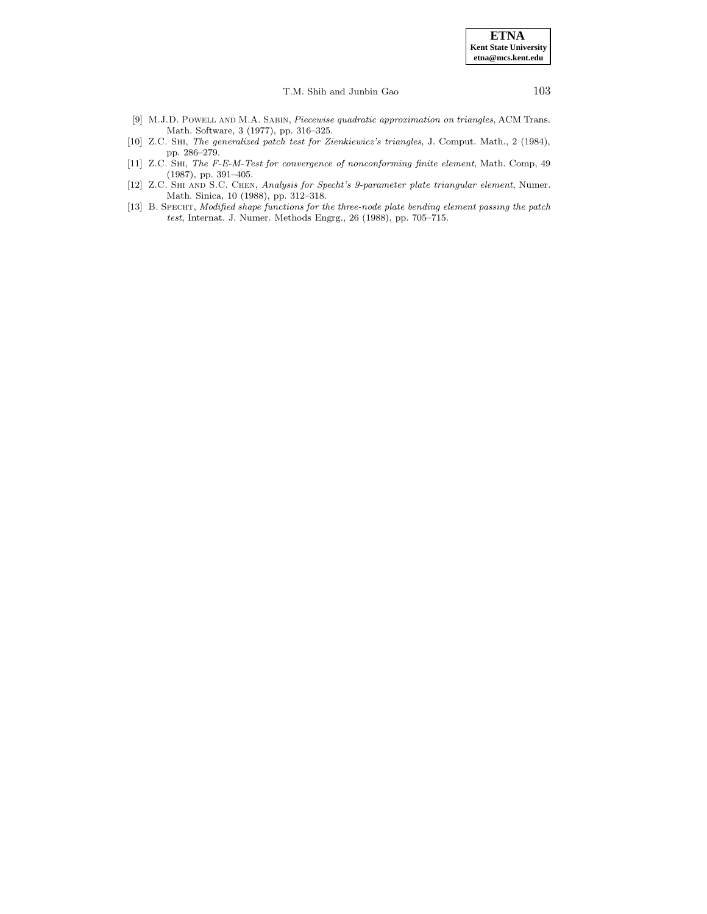[9] M.J.D. Powell and M.A. Sabin, *Piecewise quadratic approximation on triangles*, ACM Trans. Math. Software, 3 (1977), pp. 316–325.

[10] Z.C. Shi, *The generalized patch test for Zienkiewicz's triangles*, J. Comput. Math., 2 (1984), pp. 286–279.

[11] Z.C. Shi, *The F-E-M-Test for convergence of nonconforming finite element*, Math. Comp, 49 (1987), pp. 391–405.

[12] Z.C. Shi and S.C. Chen, *Analysis for Specht's 9-parameter plate triangular element*, Numer. Math. Sinica, 10 (1988), pp. 312–318.

[13] B. Specht, *Modified shape functions for the three-node plate bending element passing the patch test*, Internat. J. Numer. Methods Engrg., 26 (1988), pp. 705–715.